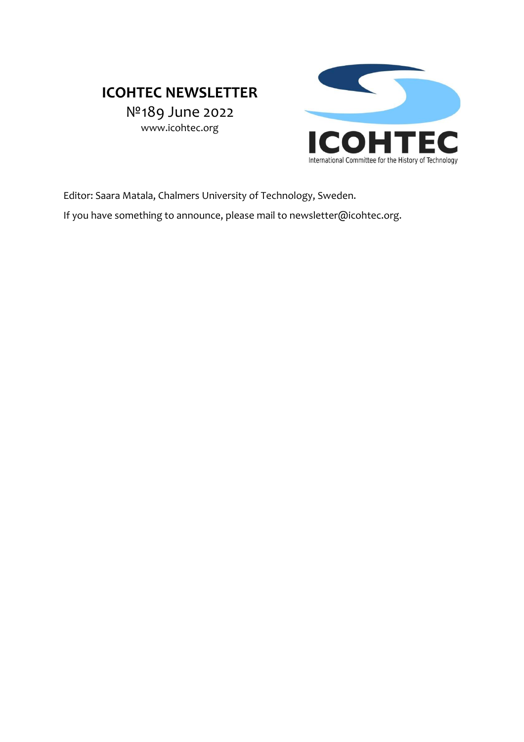# ICOHTEC NEWSLETTER

№189 June 2022

www.icohtec.org

ICOHTEC

International Committee for the History of Technology

Editor: Saara Matala, Chalmers University of Technology, Sweden.

If you have something to announce, please mail to newsletter@icohtec.org.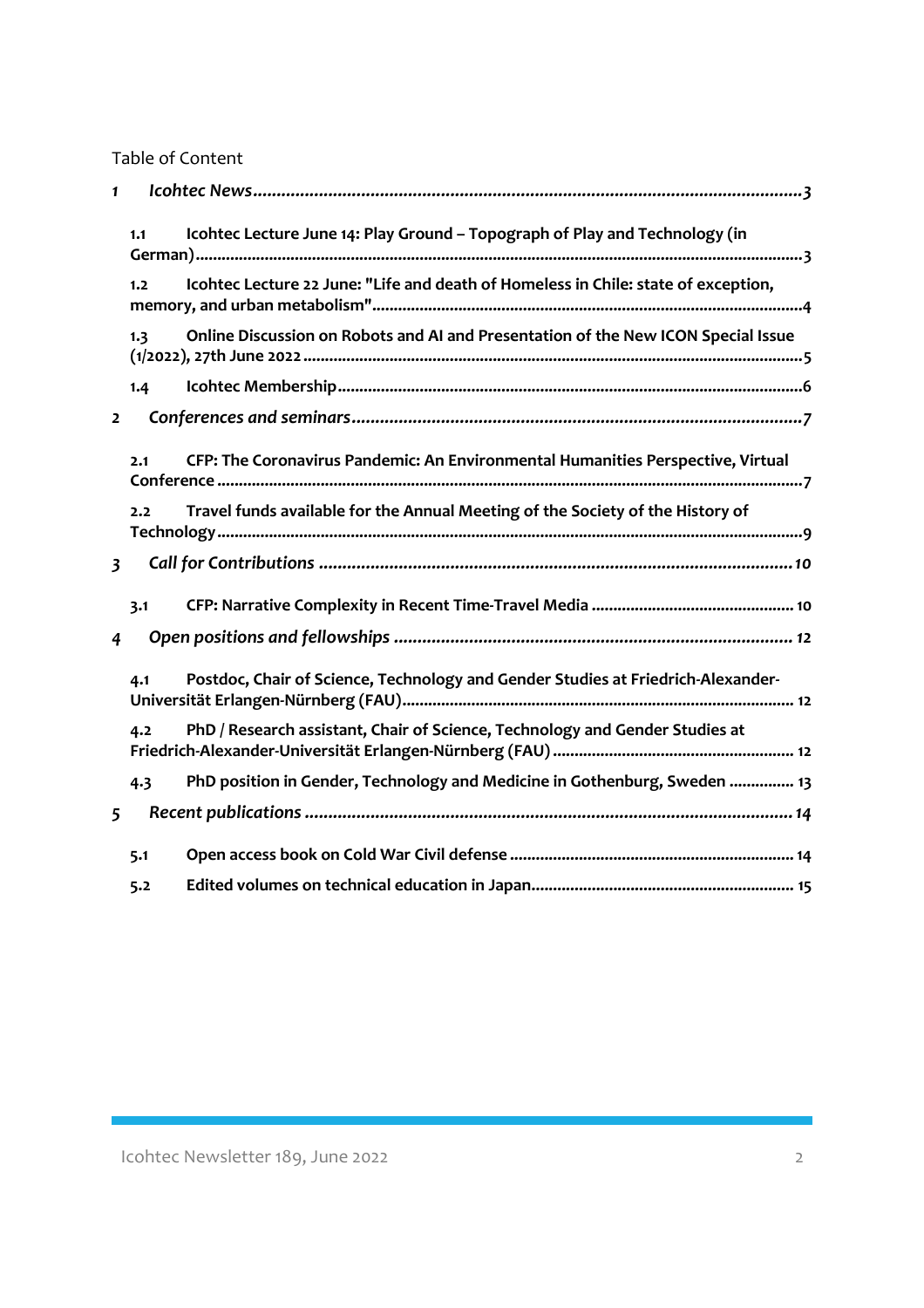Table of Content

*1 Icohtec News* ..... 3

1.1 **Icohtec Lecture June 14: Play Ground – Topograph of Play and Technology (in German)** ..... 3

1.2 **Icohtec Lecture 22 June: "Life and death of Homeless in Chile: state of exception, memory, and urban metabolism"** ..... 4

1.3 **Online Discussion on Robots and AI and Presentation of the New ICON Special Issue (1/2022), 27th June 2022** ..... 5

1.4 **Icohtec Membership** ..... 6

*2 Conferences and seminars* ..... 7

2.1 **CFP: The Coronavirus Pandemic: An Environmental Humanities Perspective, Virtual Conference** ..... 7

2.2 **Travel funds available for the Annual Meeting of the Society of the History of Technology** ..... 9

*3 Call for Contributions* ..... 10

3.1 **CFP: Narrative Complexity in Recent Time-Travel Media** ..... 10

*4 Open positions and fellowships* ..... 12

4.1 **Postdoc, Chair of Science, Technology and Gender Studies at Friedrich-Alexander-Universität Erlangen-Nürnberg (FAU)** ..... 12

4.2 **PhD / Research assistant, Chair of Science, Technology and Gender Studies at Friedrich-Alexander-Universität Erlangen-Nürnberg (FAU)** ..... 12

4.3 **PhD position in Gender, Technology and Medicine in Gothenburg, Sweden** ..... 13

*5 Recent publications* ..... 14

5.1 **Open access book on Cold War Civil defense** ..... 14

5.2 **Edited volumes on technical education in Japan** ..... 15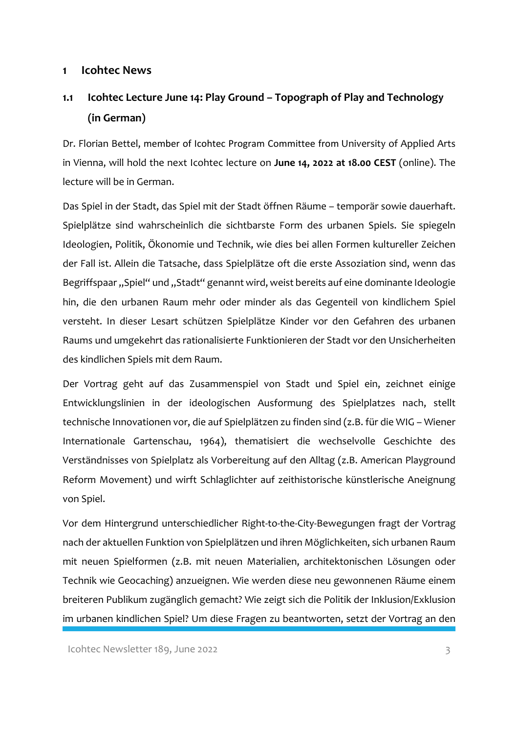# 1 Icohtec News

## 1.1 Icohtec Lecture June 14: Play Ground – Topograph of Play and Technology (in German)

Dr. Florian Bettel, member of Icohtec Program Committee from University of Applied Arts in Vienna, will hold the next Icohtec lecture on **June 14, 2022 at 18.00 CEST** (online). The lecture will be in German.

Das Spiel in der Stadt, das Spiel mit der Stadt öffnen Räume – temporär sowie dauerhaft. Spielplätze sind wahrscheinlich die sichtbarste Form des urbanen Spiels. Sie spiegeln Ideologien, Politik, Ökonomie und Technik, wie dies bei allen Formen kultureller Zeichen der Fall ist. Allein die Tatsache, dass Spielplätze oft die erste Assoziation sind, wenn das Begriffspaar „Spiel" und „Stadt" genannt wird, weist bereits auf eine dominante Ideologie hin, die den urbanen Raum mehr oder minder als das Gegenteil von kindlichem Spiel versteht. In dieser Lesart schützen Spielplätze Kinder vor den Gefahren des urbanen Raums und umgekehrt das rationalisierte Funktionieren der Stadt vor den Unsicherheiten des kindlichen Spiels mit dem Raum.

Der Vortrag geht auf das Zusammenspiel von Stadt und Spiel ein, zeichnet einige Entwicklungslinien in der ideologischen Ausformung des Spielplatzes nach, stellt technische Innovationen vor, die auf Spielplätzen zu finden sind (z.B. für die WIG – Wiener Internationale Gartenschau, 1964), thematisiert die wechselvolle Geschichte des Verständnisses von Spielplatz als Vorbereitung auf den Alltag (z.B. American Playground Reform Movement) und wirft Schlaglichter auf zeithistorische künstlerische Aneignung von Spiel.

Vor dem Hintergrund unterschiedlicher Right-to-the-City-Bewegungen fragt der Vortrag nach der aktuellen Funktion von Spielplätzen und ihren Möglichkeiten, sich urbanen Raum mit neuen Spielformen (z.B. mit neuen Materialien, architektonischen Lösungen oder Technik wie Geocaching) anzueignen. Wie werden diese neu gewonnenen Räume einem breiteren Publikum zugänglich gemacht? Wie zeigt sich die Politik der Inklusion/Exklusion im urbanen kindlichen Spiel? Um diese Fragen zu beantworten, setzt der Vortrag an den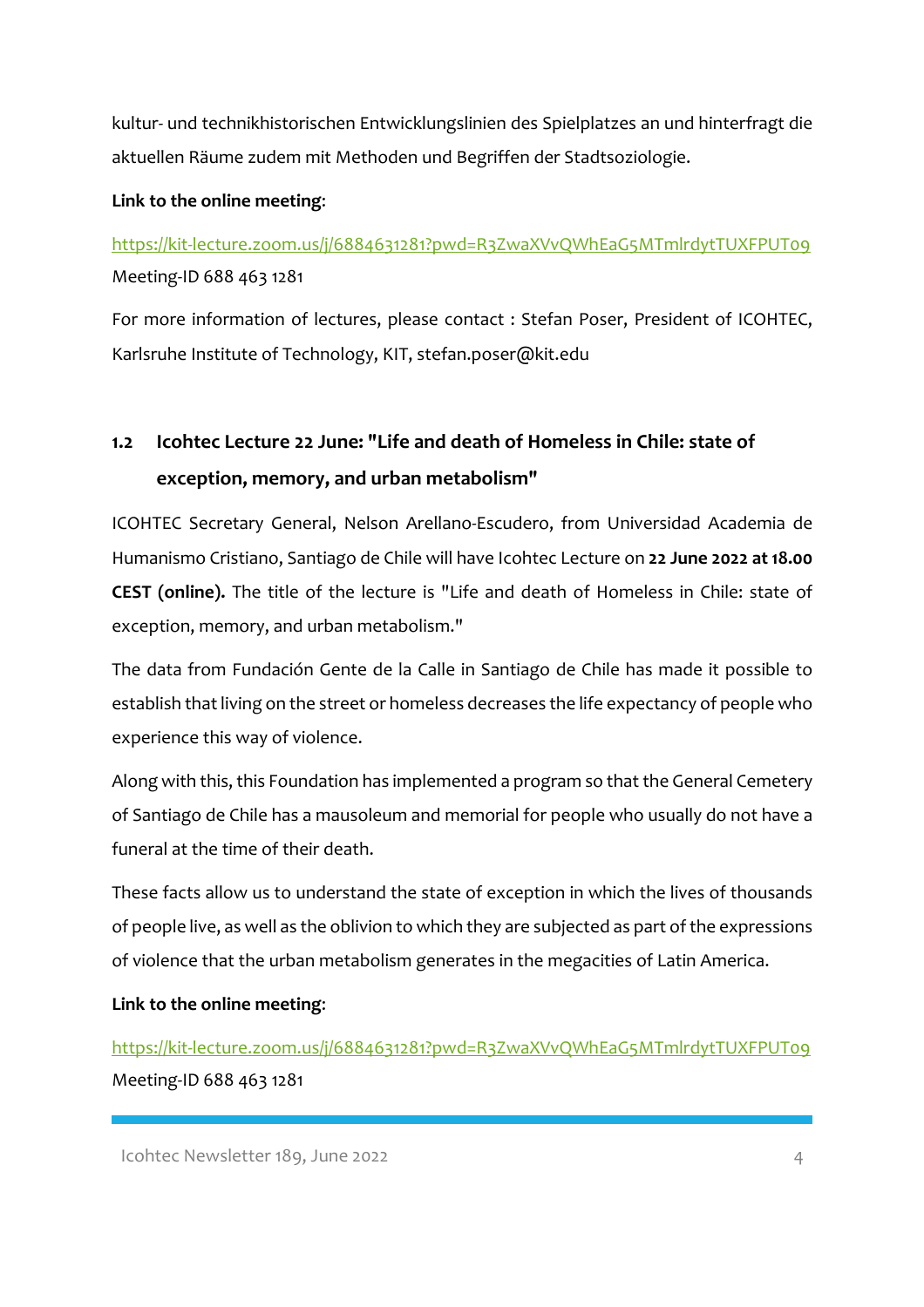kultur- und technikhistorischen Entwicklungslinien des Spielplatzes an und hinterfragt die aktuellen Räume zudem mit Methoden und Begriffen der Stadtsoziologie.

**Link to the online meeting**:

https://kit-lecture.zoom.us/j/6884631281?pwd=R3ZwaXVvQWhEaG5MTmlrdytTUXFPUT09
Meeting-ID 688 463 1281

For more information of lectures, please contact : Stefan Poser, President of ICOHTEC, Karlsruhe Institute of Technology, KIT, stefan.poser@kit.edu

## 1.2 Icohtec Lecture 22 June: "Life and death of Homeless in Chile: state of exception, memory, and urban metabolism"

ICOHTEC Secretary General, Nelson Arellano-Escudero, from Universidad Academia de Humanismo Cristiano, Santiago de Chile will have Icohtec Lecture on **22 June 2022 at 18.00 CEST (online).** The title of the lecture is "Life and death of Homeless in Chile: state of exception, memory, and urban metabolism."

The data from Fundación Gente de la Calle in Santiago de Chile has made it possible to establish that living on the street or homeless decreases the life expectancy of people who experience this way of violence.

Along with this, this Foundation has implemented a program so that the General Cemetery of Santiago de Chile has a mausoleum and memorial for people who usually do not have a funeral at the time of their death.

These facts allow us to understand the state of exception in which the lives of thousands of people live, as well as the oblivion to which they are subjected as part of the expressions of violence that the urban metabolism generates in the megacities of Latin America.

**Link to the online meeting**:

https://kit-lecture.zoom.us/j/6884631281?pwd=R3ZwaXVvQWhEaG5MTmlrdytTUXFPUT09
Meeting-ID 688 463 1281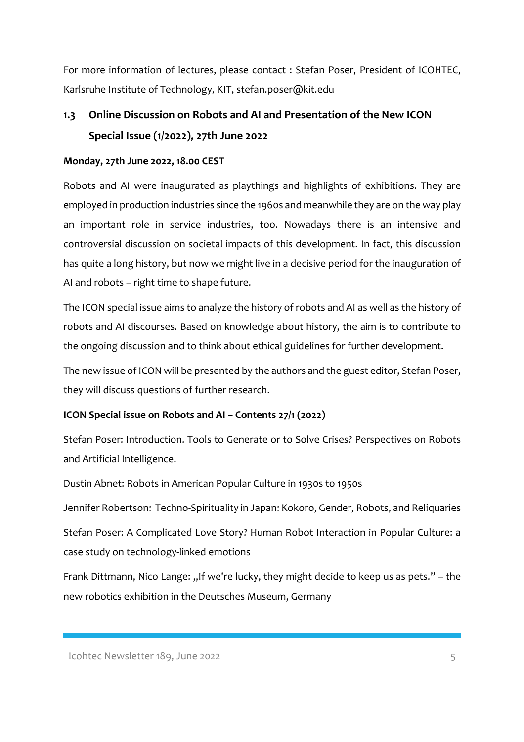For more information of lectures, please contact : Stefan Poser, President of ICOHTEC, Karlsruhe Institute of Technology, KIT, stefan.poser@kit.edu

## 1.3 Online Discussion on Robots and AI and Presentation of the New ICON Special Issue (1/2022), 27th June 2022

**Monday, 27th June 2022, 18.00 CEST**

Robots and AI were inaugurated as playthings and highlights of exhibitions. They are employed in production industries since the 1960s and meanwhile they are on the way play an important role in service industries, too. Nowadays there is an intensive and controversial discussion on societal impacts of this development. In fact, this discussion has quite a long history, but now we might live in a decisive period for the inauguration of AI and robots – right time to shape future.

The ICON special issue aims to analyze the history of robots and AI as well as the history of robots and AI discourses. Based on knowledge about history, the aim is to contribute to the ongoing discussion and to think about ethical guidelines for further development.

The new issue of ICON will be presented by the authors and the guest editor, Stefan Poser, they will discuss questions of further research.

**ICON Special issue on Robots and AI – Contents 27/1 (2022)**

Stefan Poser: Introduction. Tools to Generate or to Solve Crises? Perspectives on Robots and Artificial Intelligence.

Dustin Abnet: Robots in American Popular Culture in 1930s to 1950s

Jennifer Robertson: Techno-Spirituality in Japan: Kokoro, Gender, Robots, and Reliquaries

Stefan Poser: A Complicated Love Story? Human Robot Interaction in Popular Culture: a case study on technology-linked emotions

Frank Dittmann, Nico Lange: „If we're lucky, they might decide to keep us as pets." – the new robotics exhibition in the Deutsches Museum, Germany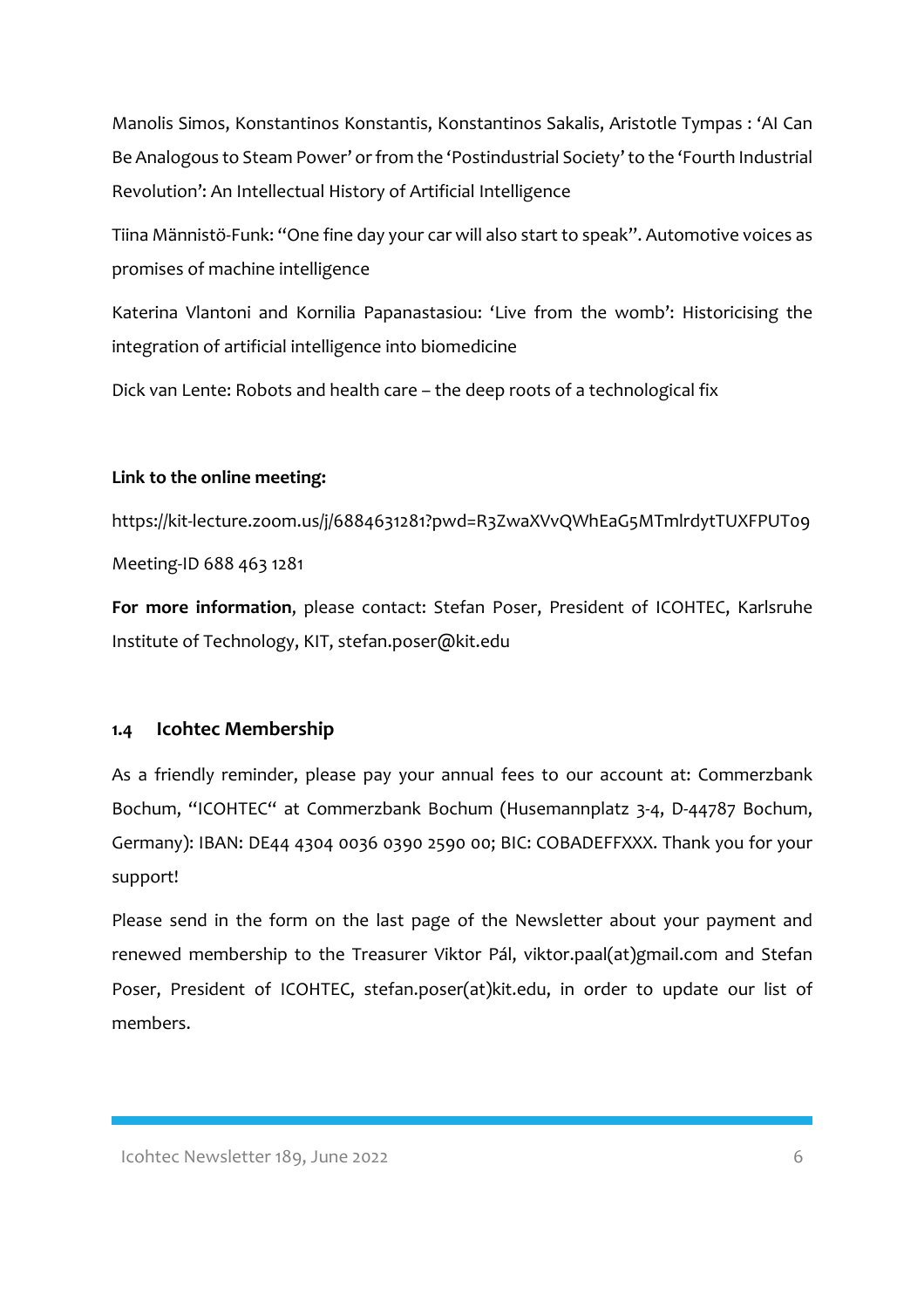Manolis Simos, Konstantinos Konstantis, Konstantinos Sakalis, Aristotle Tympas : 'AI Can Be Analogous to Steam Power' or from the 'Postindustrial Society' to the 'Fourth Industrial Revolution': An Intellectual History of Artificial Intelligence

Tiina Männistö-Funk: "One fine day your car will also start to speak". Automotive voices as promises of machine intelligence

Katerina Vlantoni and Kornilia Papanastasiou: 'Live from the womb': Historicising the integration of artificial intelligence into biomedicine

Dick van Lente: Robots and health care – the deep roots of a technological fix

**Link to the online meeting:**

https://kit-lecture.zoom.us/j/6884631281?pwd=R3ZwaXVvQWhEaG5MTmlrdytTUXFPUT09

Meeting-ID 688 463 1281

**For more information**, please contact: Stefan Poser, President of ICOHTEC, Karlsruhe Institute of Technology, KIT, stefan.poser@kit.edu

## 1.4 Icohtec Membership

As a friendly reminder, please pay your annual fees to our account at: Commerzbank Bochum, "ICOHTEC" at Commerzbank Bochum (Husemannplatz 3-4, D-44787 Bochum, Germany): IBAN: DE44 4304 0036 0390 2590 00; BIC: COBADEFFXXX. Thank you for your support!

Please send in the form on the last page of the Newsletter about your payment and renewed membership to the Treasurer Viktor Pál, viktor.paal(at)gmail.com and Stefan Poser, President of ICOHTEC, stefan.poser(at)kit.edu, in order to update our list of members.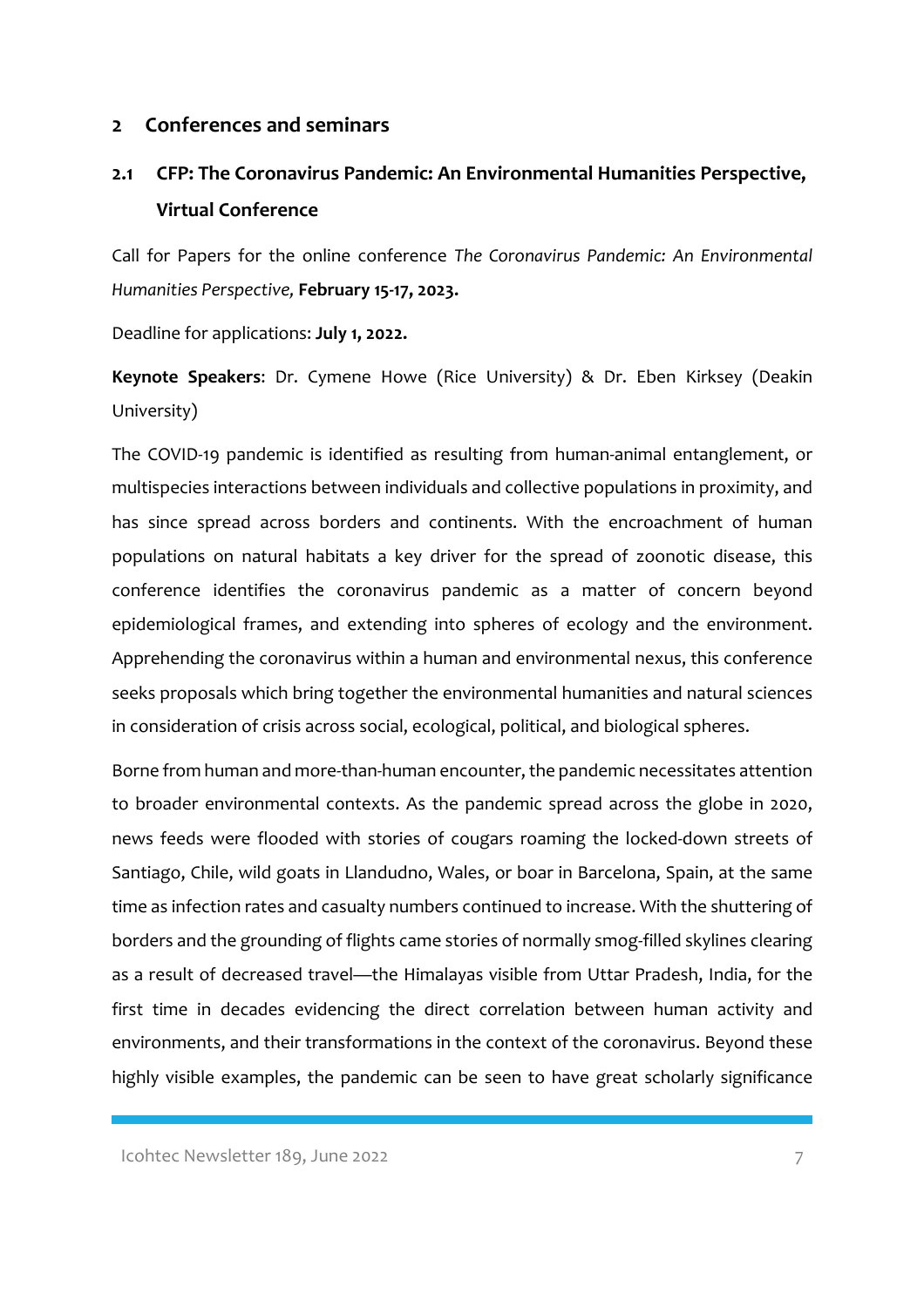## 2 Conferences and seminars

### 2.1 CFP: The Coronavirus Pandemic: An Environmental Humanities Perspective, Virtual Conference

Call for Papers for the online conference *The Coronavirus Pandemic: An Environmental Humanities Perspective,* **February 15-17, 2023.**

Deadline for applications: **July 1, 2022.**

**Keynote Speakers**: Dr. Cymene Howe (Rice University) & Dr. Eben Kirksey (Deakin University)

The COVID-19 pandemic is identified as resulting from human-animal entanglement, or multispecies interactions between individuals and collective populations in proximity, and has since spread across borders and continents. With the encroachment of human populations on natural habitats a key driver for the spread of zoonotic disease, this conference identifies the coronavirus pandemic as a matter of concern beyond epidemiological frames, and extending into spheres of ecology and the environment. Apprehending the coronavirus within a human and environmental nexus, this conference seeks proposals which bring together the environmental humanities and natural sciences in consideration of crisis across social, ecological, political, and biological spheres.

Borne from human and more-than-human encounter, the pandemic necessitates attention to broader environmental contexts. As the pandemic spread across the globe in 2020, news feeds were flooded with stories of cougars roaming the locked-down streets of Santiago, Chile, wild goats in Llandudno, Wales, or boar in Barcelona, Spain, at the same time as infection rates and casualty numbers continued to increase. With the shuttering of borders and the grounding of flights came stories of normally smog-filled skylines clearing as a result of decreased travel—the Himalayas visible from Uttar Pradesh, India, for the first time in decades evidencing the direct correlation between human activity and environments, and their transformations in the context of the coronavirus. Beyond these highly visible examples, the pandemic can be seen to have great scholarly significance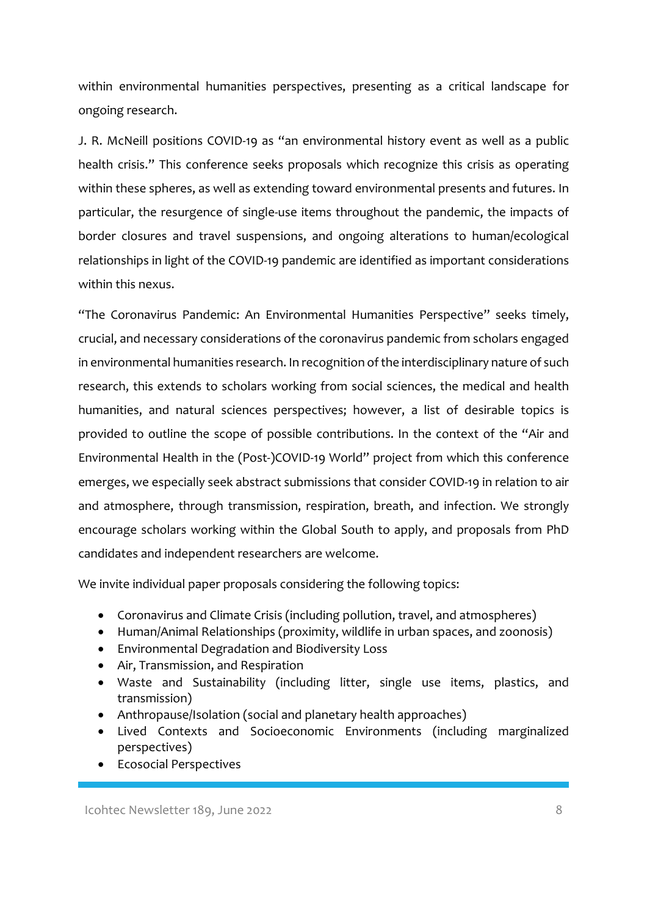within environmental humanities perspectives, presenting as a critical landscape for ongoing research.

J. R. McNeill positions COVID-19 as "an environmental history event as well as a public health crisis." This conference seeks proposals which recognize this crisis as operating within these spheres, as well as extending toward environmental presents and futures. In particular, the resurgence of single-use items throughout the pandemic, the impacts of border closures and travel suspensions, and ongoing alterations to human/ecological relationships in light of the COVID-19 pandemic are identified as important considerations within this nexus.

"The Coronavirus Pandemic: An Environmental Humanities Perspective" seeks timely, crucial, and necessary considerations of the coronavirus pandemic from scholars engaged in environmental humanities research. In recognition of the interdisciplinary nature of such research, this extends to scholars working from social sciences, the medical and health humanities, and natural sciences perspectives; however, a list of desirable topics is provided to outline the scope of possible contributions. In the context of the "Air and Environmental Health in the (Post-)COVID-19 World" project from which this conference emerges, we especially seek abstract submissions that consider COVID-19 in relation to air and atmosphere, through transmission, respiration, breath, and infection. We strongly encourage scholars working within the Global South to apply, and proposals from PhD candidates and independent researchers are welcome.

We invite individual paper proposals considering the following topics:

- Coronavirus and Climate Crisis (including pollution, travel, and atmospheres)
- Human/Animal Relationships (proximity, wildlife in urban spaces, and zoonosis)
- Environmental Degradation and Biodiversity Loss
- Air, Transmission, and Respiration
- Waste and Sustainability (including litter, single use items, plastics, and transmission)
- Anthropause/Isolation (social and planetary health approaches)
- Lived Contexts and Socioeconomic Environments (including marginalized perspectives)
- Ecosocial Perspectives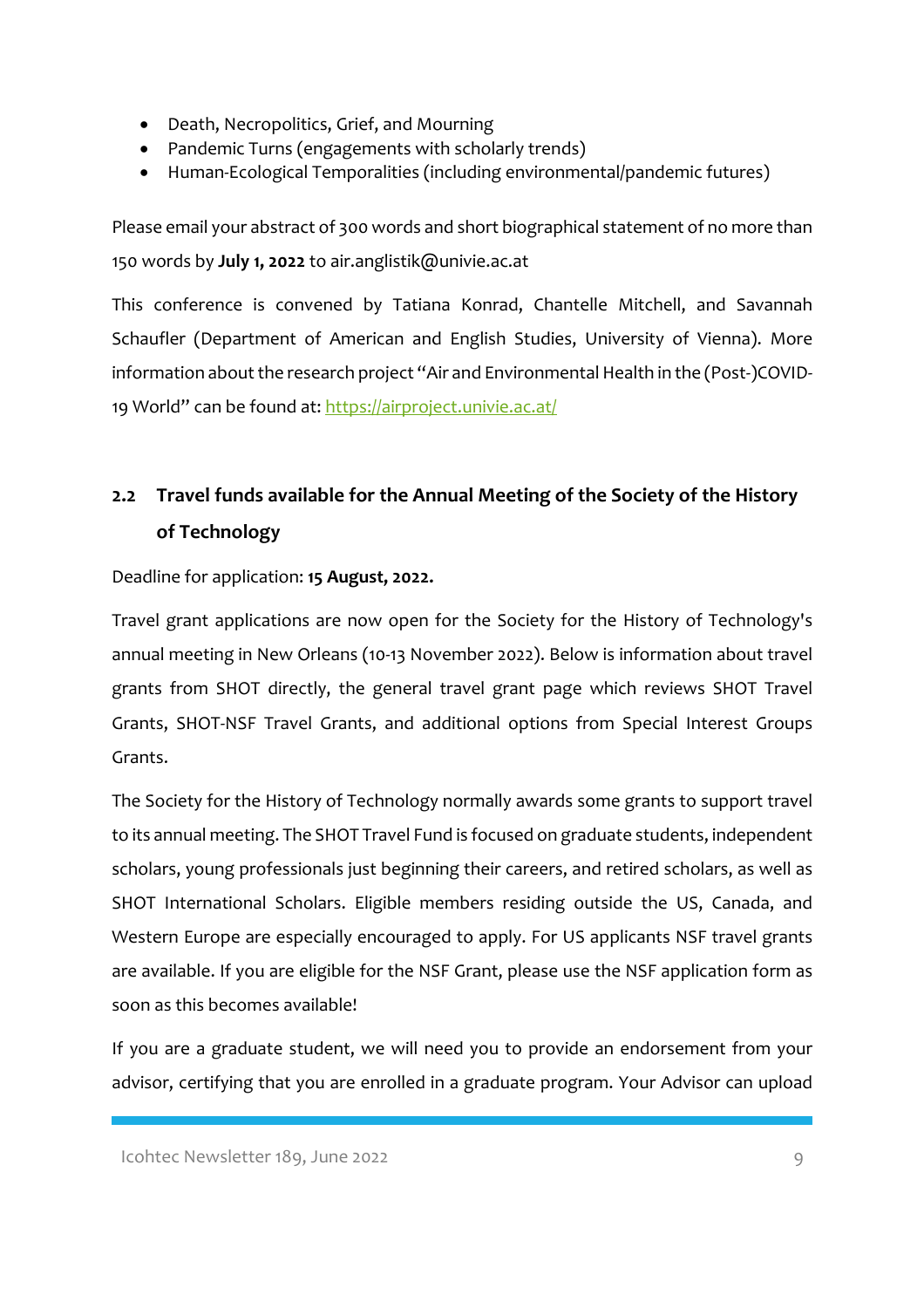- Death, Necropolitics, Grief, and Mourning
- Pandemic Turns (engagements with scholarly trends)
- Human-Ecological Temporalities (including environmental/pandemic futures)

Please email your abstract of 300 words and short biographical statement of no more than 150 words by **July 1, 2022** to air.anglistik@univie.ac.at

This conference is convened by Tatiana Konrad, Chantelle Mitchell, and Savannah Schaufler (Department of American and English Studies, University of Vienna). More information about the research project "Air and Environmental Health in the (Post-)COVID-19 World" can be found at: https://airproject.univie.ac.at/

## 2.2 Travel funds available for the Annual Meeting of the Society of the History of Technology

Deadline for application: **15 August, 2022.**

Travel grant applications are now open for the Society for the History of Technology's annual meeting in New Orleans (10-13 November 2022). Below is information about travel grants from SHOT directly, the general travel grant page which reviews SHOT Travel Grants, SHOT-NSF Travel Grants, and additional options from Special Interest Groups Grants.

The Society for the History of Technology normally awards some grants to support travel to its annual meeting. The SHOT Travel Fund is focused on graduate students, independent scholars, young professionals just beginning their careers, and retired scholars, as well as SHOT International Scholars. Eligible members residing outside the US, Canada, and Western Europe are especially encouraged to apply. For US applicants NSF travel grants are available. If you are eligible for the NSF Grant, please use the NSF application form as soon as this becomes available!

If you are a graduate student, we will need you to provide an endorsement from your advisor, certifying that you are enrolled in a graduate program. Your Advisor can upload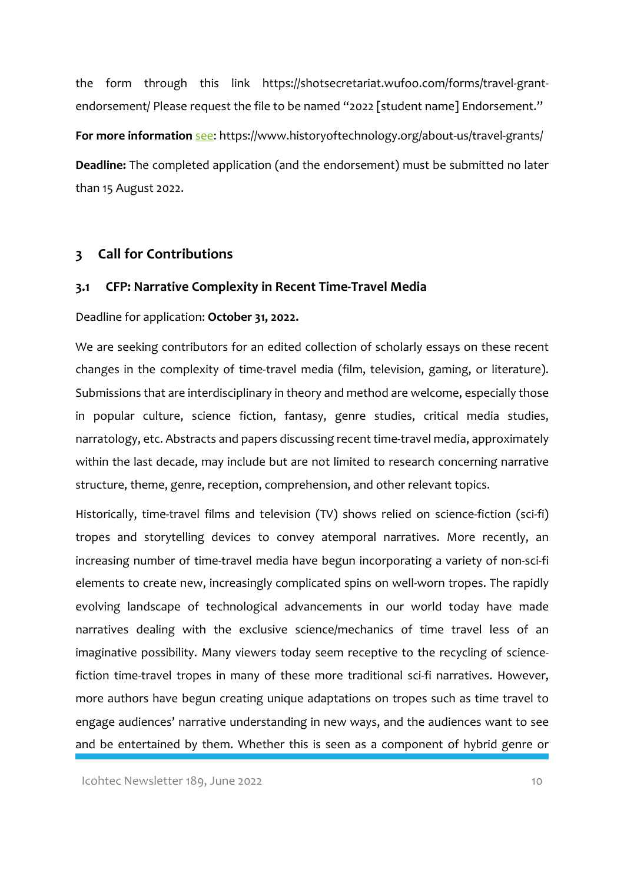the form through this link https://shotsecretariat.wufoo.com/forms/travel-grant-endorsement/ Please request the file to be named "2022 [student name] Endorsement."

**For more information** see: https://www.historyoftechnology.org/about-us/travel-grants/

**Deadline:** The completed application (and the endorsement) must be submitted no later than 15 August 2022.

## 3 Call for Contributions

### 3.1 CFP: Narrative Complexity in Recent Time-Travel Media

Deadline for application: **October 31, 2022.**

We are seeking contributors for an edited collection of scholarly essays on these recent changes in the complexity of time-travel media (film, television, gaming, or literature). Submissions that are interdisciplinary in theory and method are welcome, especially those in popular culture, science fiction, fantasy, genre studies, critical media studies, narratology, etc. Abstracts and papers discussing recent time-travel media, approximately within the last decade, may include but are not limited to research concerning narrative structure, theme, genre, reception, comprehension, and other relevant topics.

Historically, time-travel films and television (TV) shows relied on science-fiction (sci-fi) tropes and storytelling devices to convey atemporal narratives. More recently, an increasing number of time-travel media have begun incorporating a variety of non-sci-fi elements to create new, increasingly complicated spins on well-worn tropes. The rapidly evolving landscape of technological advancements in our world today have made narratives dealing with the exclusive science/mechanics of time travel less of an imaginative possibility. Many viewers today seem receptive to the recycling of science-fiction time-travel tropes in many of these more traditional sci-fi narratives. However, more authors have begun creating unique adaptations on tropes such as time travel to engage audiences' narrative understanding in new ways, and the audiences want to see and be entertained by them. Whether this is seen as a component of hybrid genre or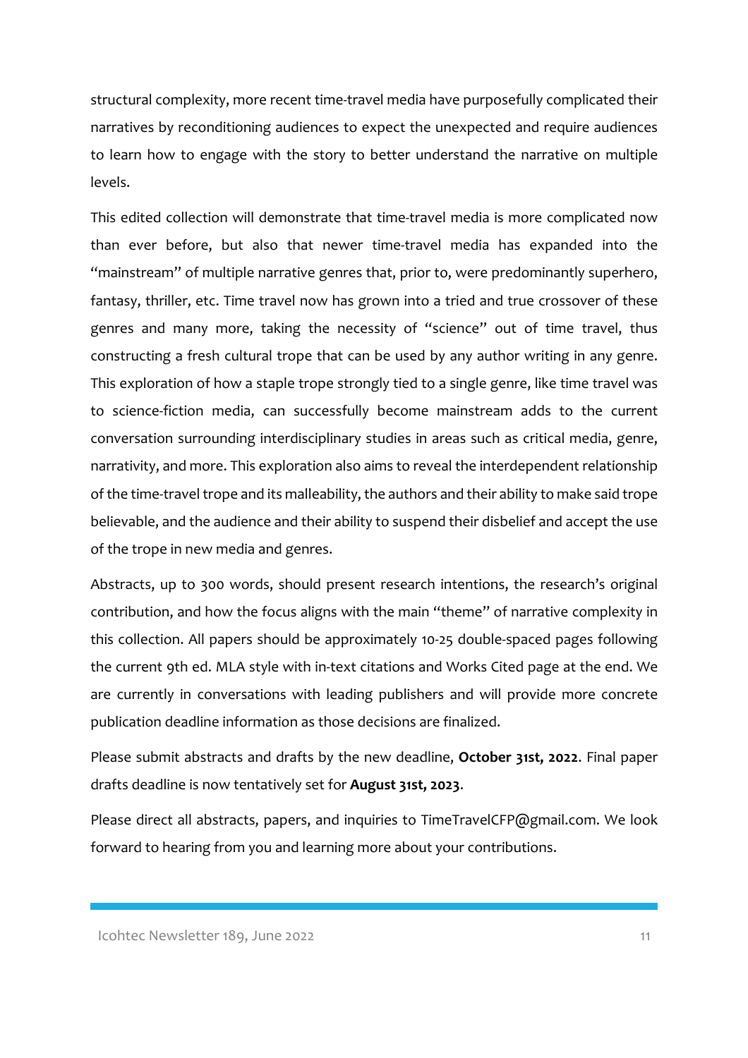structural complexity, more recent time-travel media have purposefully complicated their narratives by reconditioning audiences to expect the unexpected and require audiences to learn how to engage with the story to better understand the narrative on multiple levels.

This edited collection will demonstrate that time-travel media is more complicated now than ever before, but also that newer time-travel media has expanded into the "mainstream" of multiple narrative genres that, prior to, were predominantly superhero, fantasy, thriller, etc. Time travel now has grown into a tried and true crossover of these genres and many more, taking the necessity of "science" out of time travel, thus constructing a fresh cultural trope that can be used by any author writing in any genre. This exploration of how a staple trope strongly tied to a single genre, like time travel was to science-fiction media, can successfully become mainstream adds to the current conversation surrounding interdisciplinary studies in areas such as critical media, genre, narrativity, and more. This exploration also aims to reveal the interdependent relationship of the time-travel trope and its malleability, the authors and their ability to make said trope believable, and the audience and their ability to suspend their disbelief and accept the use of the trope in new media and genres.

Abstracts, up to 300 words, should present research intentions, the research's original contribution, and how the focus aligns with the main "theme" of narrative complexity in this collection. All papers should be approximately 10-25 double-spaced pages following the current 9th ed. MLA style with in-text citations and Works Cited page at the end. We are currently in conversations with leading publishers and will provide more concrete publication deadline information as those decisions are finalized.

Please submit abstracts and drafts by the new deadline, **October 31st, 2022**. Final paper drafts deadline is now tentatively set for **August 31st, 2023**.

Please direct all abstracts, papers, and inquiries to TimeTravelCFP@gmail.com. We look forward to hearing from you and learning more about your contributions.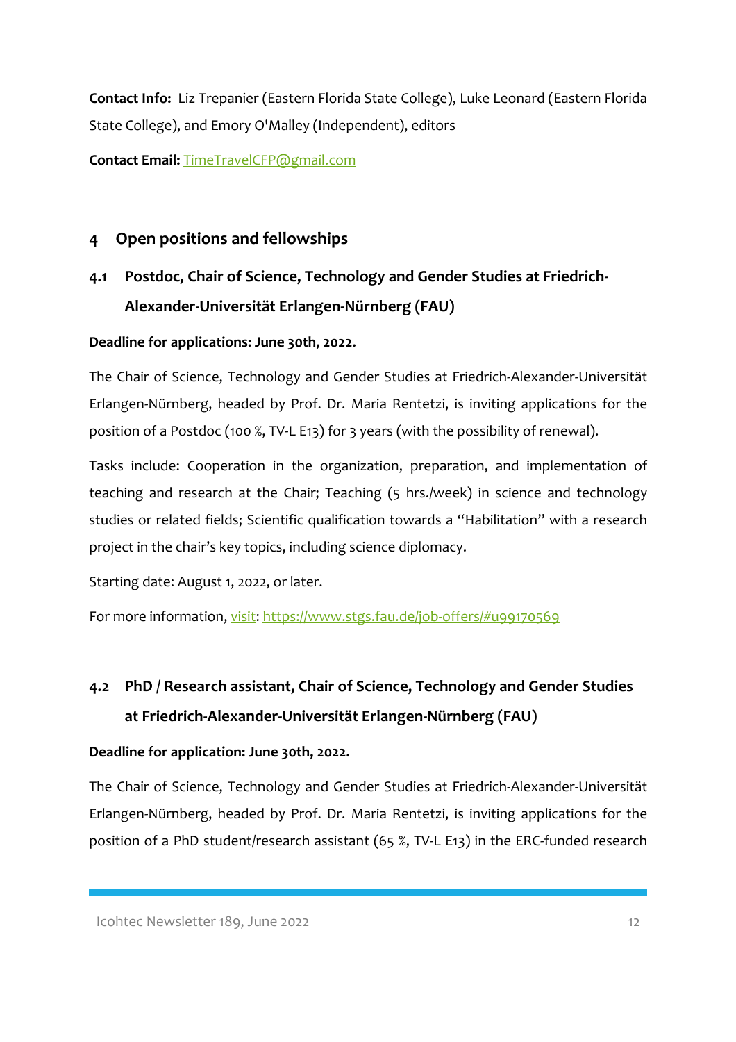**Contact Info:** Liz Trepanier (Eastern Florida State College), Luke Leonard (Eastern Florida State College), and Emory O'Malley (Independent), editors

**Contact Email:** TimeTravelCFP@gmail.com

# 4 Open positions and fellowships

## 4.1 Postdoc, Chair of Science, Technology and Gender Studies at Friedrich-Alexander-Universität Erlangen-Nürnberg (FAU)

**Deadline for applications: June 30th, 2022.**

The Chair of Science, Technology and Gender Studies at Friedrich-Alexander-Universität Erlangen-Nürnberg, headed by Prof. Dr. Maria Rentetzi, is inviting applications for the position of a Postdoc (100 %, TV-L E13) for 3 years (with the possibility of renewal).

Tasks include: Cooperation in the organization, preparation, and implementation of teaching and research at the Chair; Teaching (5 hrs./week) in science and technology studies or related fields; Scientific qualification towards a "Habilitation" with a research project in the chair's key topics, including science diplomacy.

Starting date: August 1, 2022, or later.

For more information, visit: https://www.stgs.fau.de/job-offers/#u99170569

## 4.2 PhD / Research assistant, Chair of Science, Technology and Gender Studies at Friedrich-Alexander-Universität Erlangen-Nürnberg (FAU)

**Deadline for application: June 30th, 2022.**

The Chair of Science, Technology and Gender Studies at Friedrich-Alexander-Universität Erlangen-Nürnberg, headed by Prof. Dr. Maria Rentetzi, is inviting applications for the position of a PhD student/research assistant (65 %, TV-L E13) in the ERC-funded research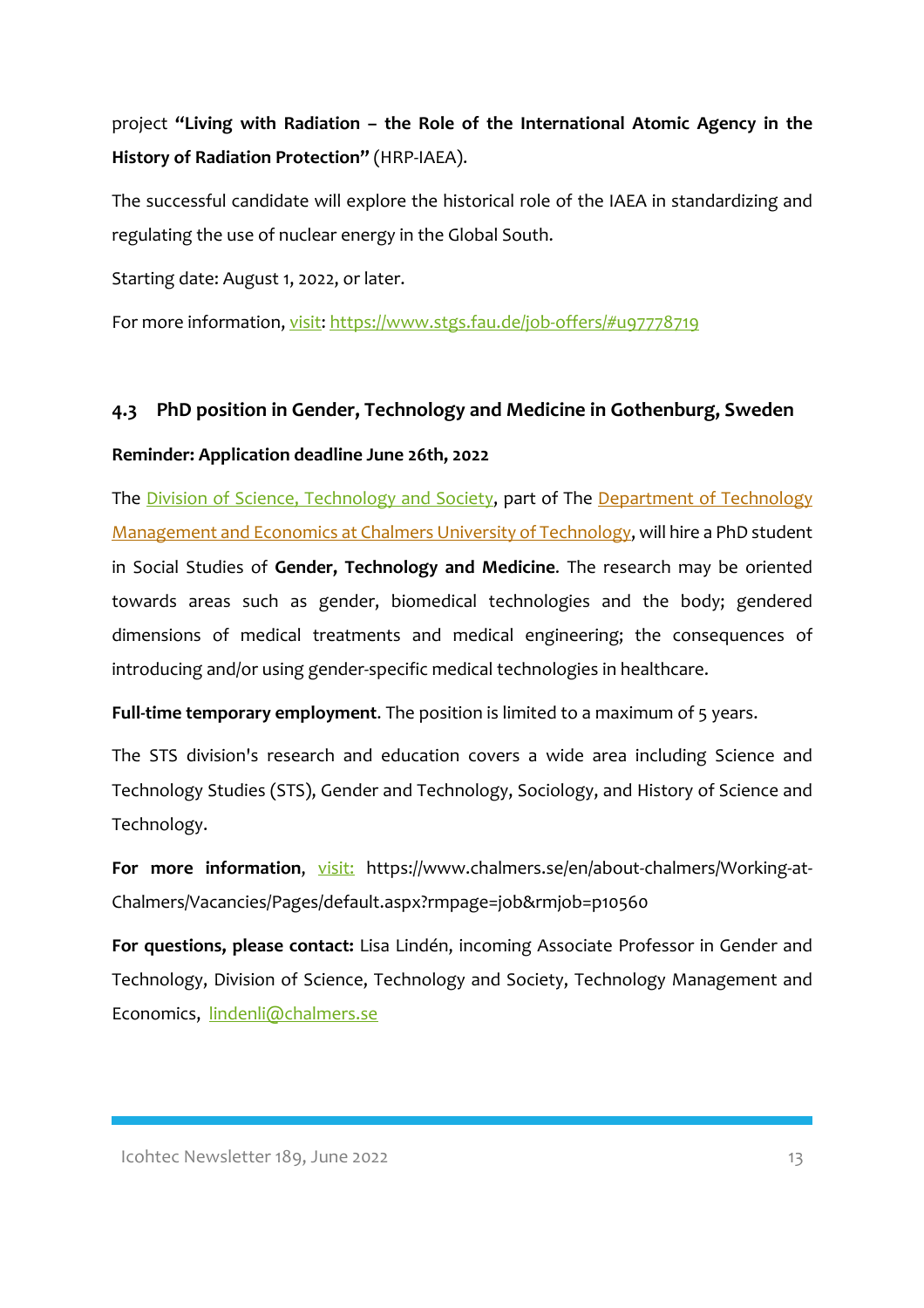project **"Living with Radiation – the Role of the International Atomic Agency in the History of Radiation Protection"** (HRP-IAEA).

The successful candidate will explore the historical role of the IAEA in standardizing and regulating the use of nuclear energy in the Global South.

Starting date: August 1, 2022, or later.

For more information, visit: https://www.stgs.fau.de/job-offers/#u97778719

### 4.3 PhD position in Gender, Technology and Medicine in Gothenburg, Sweden

**Reminder: Application deadline June 26th, 2022**

The Division of Science, Technology and Society, part of The Department of Technology Management and Economics at Chalmers University of Technology, will hire a PhD student in Social Studies of **Gender, Technology and Medicine**. The research may be oriented towards areas such as gender, biomedical technologies and the body; gendered dimensions of medical treatments and medical engineering; the consequences of introducing and/or using gender-specific medical technologies in healthcare.

**Full-time temporary employment**. The position is limited to a maximum of 5 years.

The STS division's research and education covers a wide area including Science and Technology Studies (STS), Gender and Technology, Sociology, and History of Science and Technology.

**For more information**, visit: https://www.chalmers.se/en/about-chalmers/Working-at-Chalmers/Vacancies/Pages/default.aspx?rmpage=job&rmjob=p10560

**For questions, please contact:** Lisa Lindén, incoming Associate Professor in Gender and Technology, Division of Science, Technology and Society, Technology Management and Economics, lindenli@chalmers.se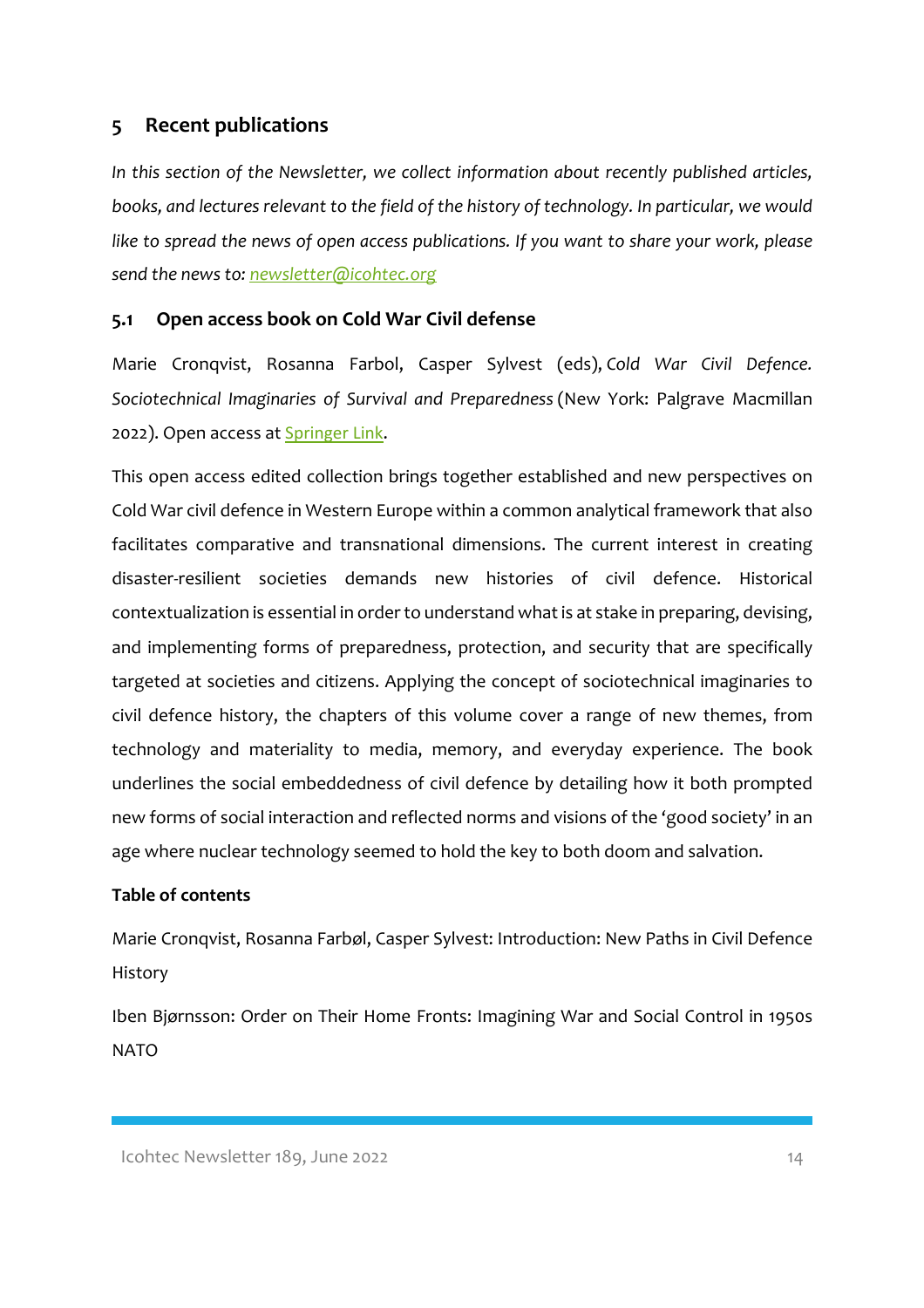## 5 Recent publications

*In this section of the Newsletter, we collect information about recently published articles, books, and lectures relevant to the field of the history of technology. In particular, we would like to spread the news of open access publications. If you want to share your work, please send the news to: newsletter@icohtec.org*

### 5.1 Open access book on Cold War Civil defense

Marie Cronqvist, Rosanna Farbol, Casper Sylvest (eds), *Cold War Civil Defence. Sociotechnical Imaginaries of Survival and Preparedness* (New York: Palgrave Macmillan 2022). Open access at Springer Link.

This open access edited collection brings together established and new perspectives on Cold War civil defence in Western Europe within a common analytical framework that also facilitates comparative and transnational dimensions. The current interest in creating disaster-resilient societies demands new histories of civil defence. Historical contextualization is essential in order to understand what is at stake in preparing, devising, and implementing forms of preparedness, protection, and security that are specifically targeted at societies and citizens. Applying the concept of sociotechnical imaginaries to civil defence history, the chapters of this volume cover a range of new themes, from technology and materiality to media, memory, and everyday experience. The book underlines the social embeddedness of civil defence by detailing how it both prompted new forms of social interaction and reflected norms and visions of the 'good society' in an age where nuclear technology seemed to hold the key to both doom and salvation.

**Table of contents**

Marie Cronqvist, Rosanna Farbøl, Casper Sylvest: Introduction: New Paths in Civil Defence History

Iben Bjørnsson: Order on Their Home Fronts: Imagining War and Social Control in 1950s NATO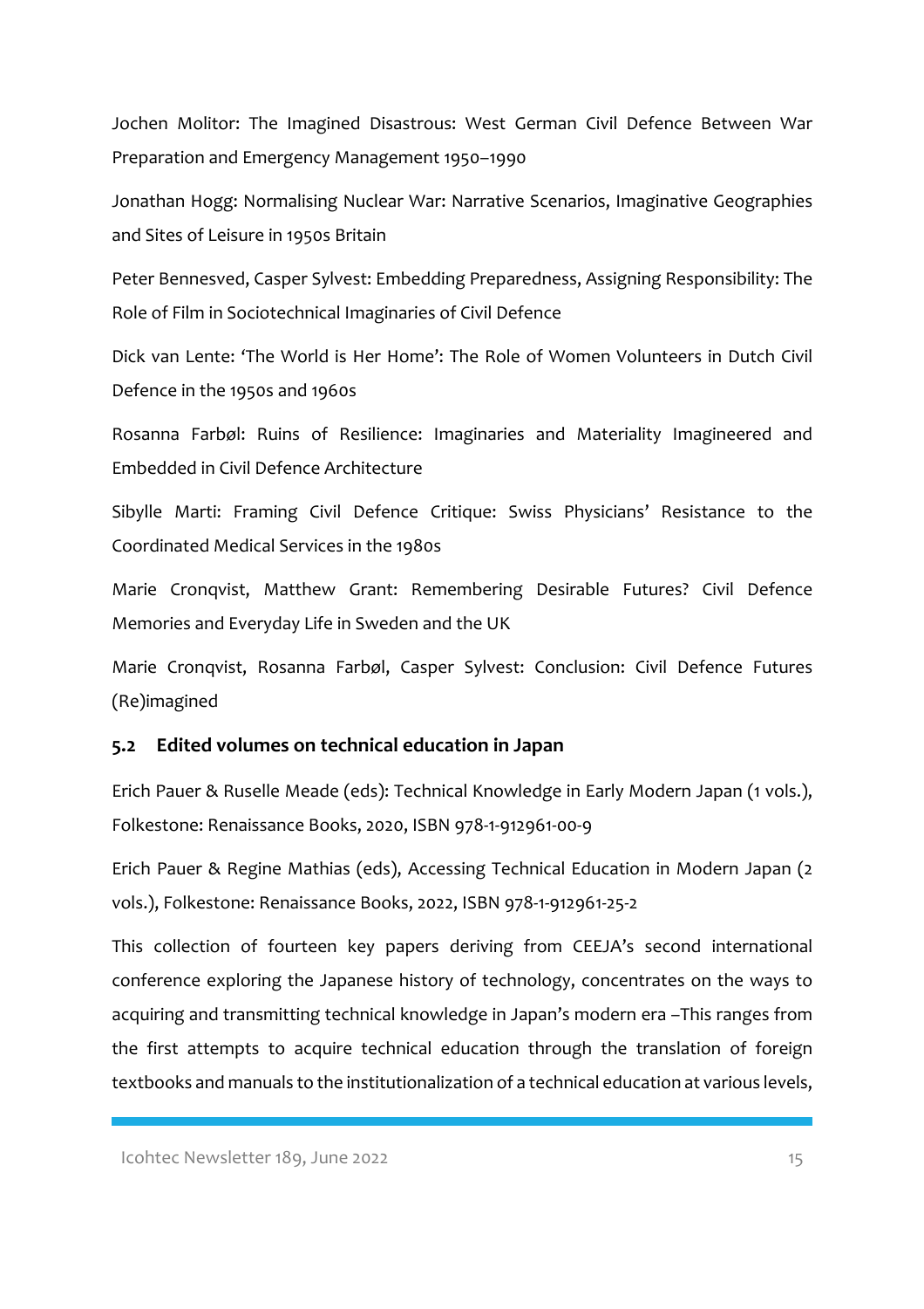Jochen Molitor: The Imagined Disastrous: West German Civil Defence Between War Preparation and Emergency Management 1950–1990

Jonathan Hogg: Normalising Nuclear War: Narrative Scenarios, Imaginative Geographies and Sites of Leisure in 1950s Britain

Peter Bennesved, Casper Sylvest: Embedding Preparedness, Assigning Responsibility: The Role of Film in Sociotechnical Imaginaries of Civil Defence

Dick van Lente: 'The World is Her Home': The Role of Women Volunteers in Dutch Civil Defence in the 1950s and 1960s

Rosanna Farbøl: Ruins of Resilience: Imaginaries and Materiality Imagineered and Embedded in Civil Defence Architecture

Sibylle Marti: Framing Civil Defence Critique: Swiss Physicians' Resistance to the Coordinated Medical Services in the 1980s

Marie Cronqvist, Matthew Grant: Remembering Desirable Futures? Civil Defence Memories and Everyday Life in Sweden and the UK

Marie Cronqvist, Rosanna Farbøl, Casper Sylvest: Conclusion: Civil Defence Futures (Re)imagined

## 5.2 Edited volumes on technical education in Japan

Erich Pauer & Ruselle Meade (eds): Technical Knowledge in Early Modern Japan (1 vols.), Folkestone: Renaissance Books, 2020, ISBN 978-1-912961-00-9

Erich Pauer & Regine Mathias (eds), Accessing Technical Education in Modern Japan (2 vols.), Folkestone: Renaissance Books, 2022, ISBN 978-1-912961-25-2

This collection of fourteen key papers deriving from CEEJA's second international conference exploring the Japanese history of technology, concentrates on the ways to acquiring and transmitting technical knowledge in Japan's modern era –This ranges from the first attempts to acquire technical education through the translation of foreign textbooks and manuals to the institutionalization of a technical education at various levels,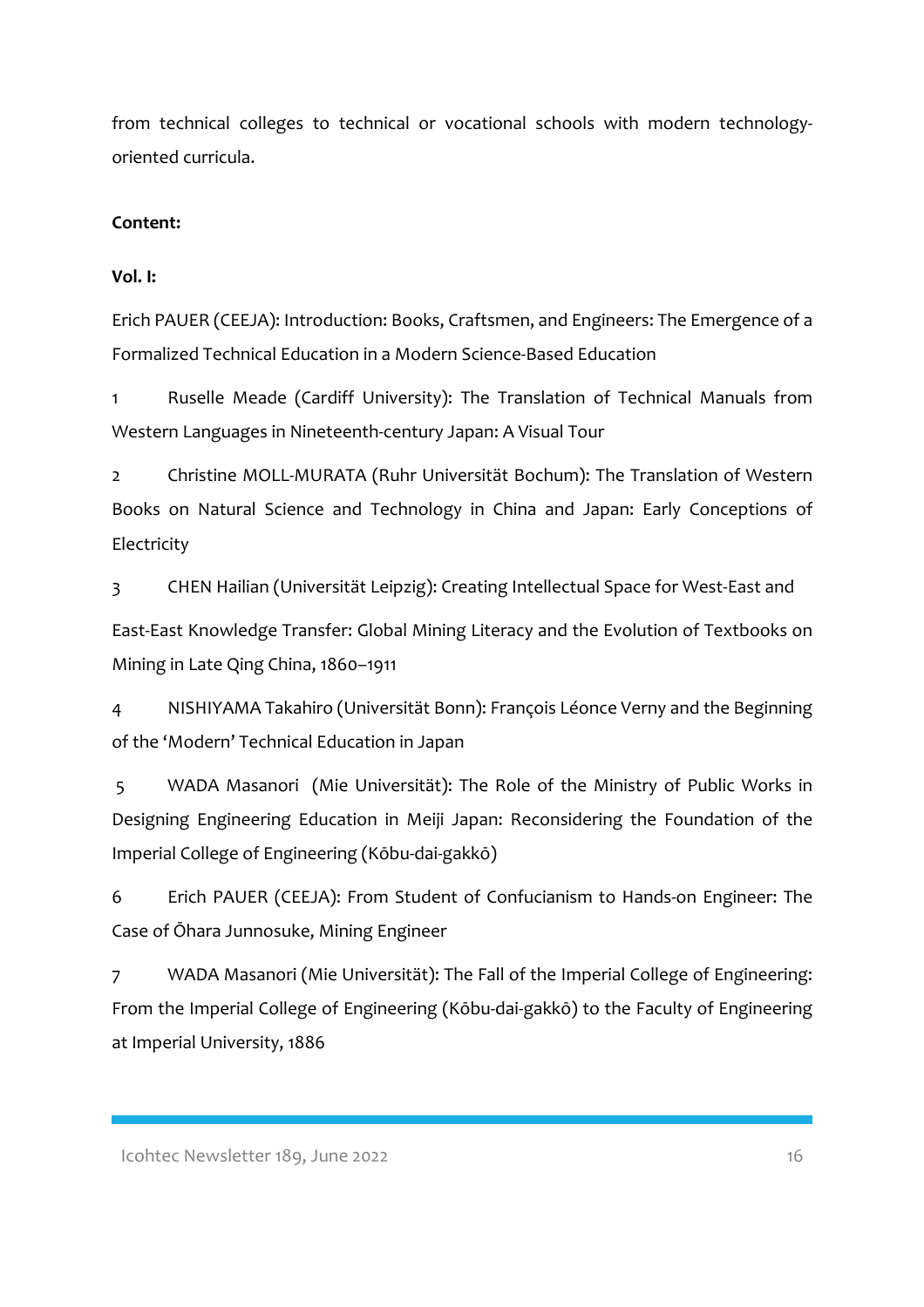from technical colleges to technical or vocational schools with modern technology-oriented curricula.

**Content:**

**Vol. I:**

Erich PAUER (CEEJA): Introduction: Books, Craftsmen, and Engineers: The Emergence of a Formalized Technical Education in a Modern Science-Based Education

1 Ruselle Meade (Cardiff University): The Translation of Technical Manuals from Western Languages in Nineteenth-century Japan: A Visual Tour

2 Christine MOLL-MURATA (Ruhr Universität Bochum): The Translation of Western Books on Natural Science and Technology in China and Japan: Early Conceptions of Electricity

3 CHEN Hailian (Universität Leipzig): Creating Intellectual Space for West-East and East-East Knowledge Transfer: Global Mining Literacy and the Evolution of Textbooks on Mining in Late Qing China, 1860–1911

4 NISHIYAMA Takahiro (Universität Bonn): François Léonce Verny and the Beginning of the 'Modern' Technical Education in Japan

5 WADA Masanori (Mie Universität): The Role of the Ministry of Public Works in Designing Engineering Education in Meiji Japan: Reconsidering the Foundation of the Imperial College of Engineering (Kōbu-dai-gakkō)

6 Erich PAUER (CEEJA): From Student of Confucianism to Hands-on Engineer: The Case of Ōhara Junnosuke, Mining Engineer

7 WADA Masanori (Mie Universität): The Fall of the Imperial College of Engineering: From the Imperial College of Engineering (Kōbu-dai-gakkō) to the Faculty of Engineering at Imperial University, 1886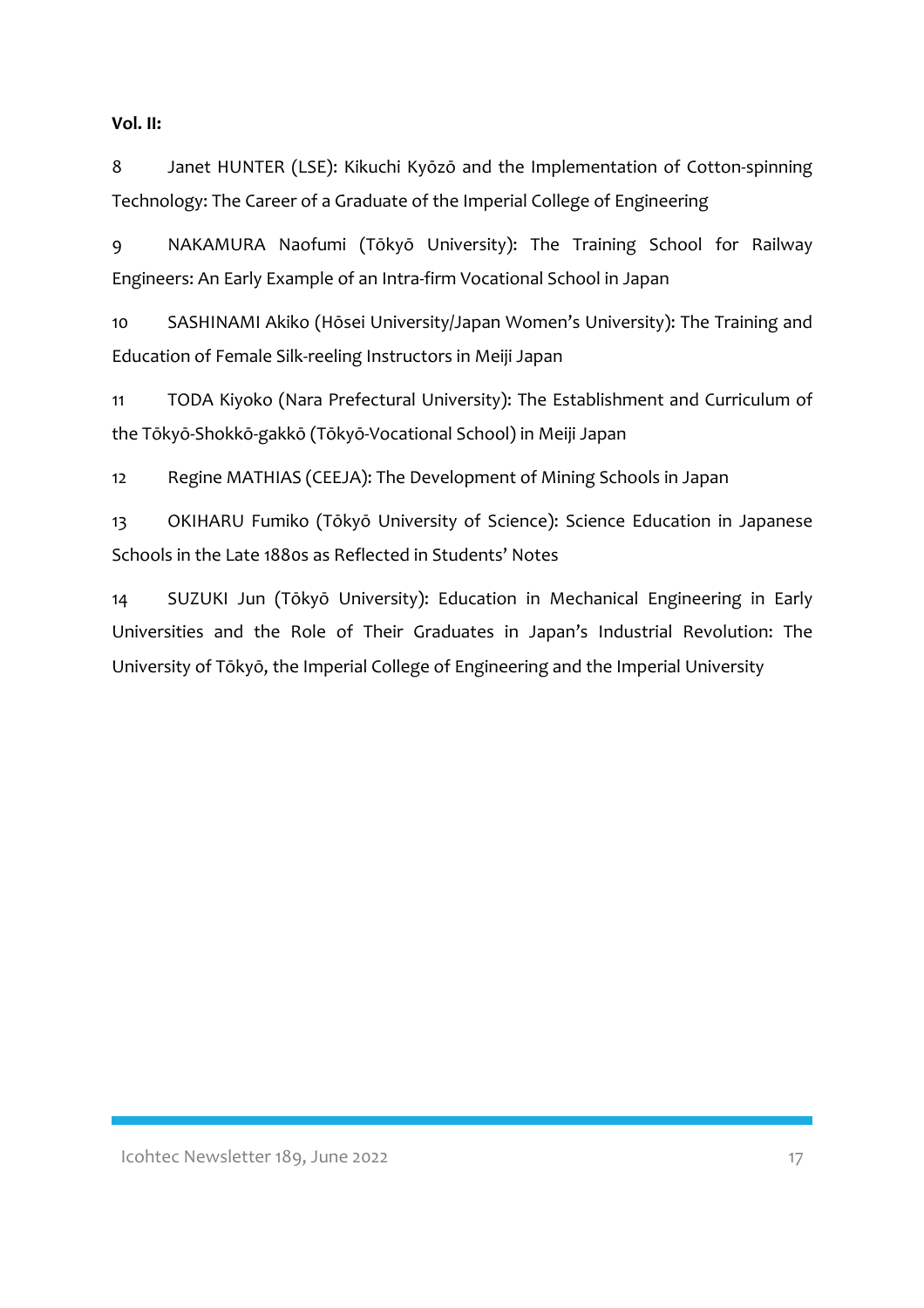**Vol. II:**

8 Janet HUNTER (LSE): Kikuchi Kyōzō and the Implementation of Cotton-spinning Technology: The Career of a Graduate of the Imperial College of Engineering

9 NAKAMURA Naofumi (Tōkyō University): The Training School for Railway Engineers: An Early Example of an Intra-firm Vocational School in Japan

10 SASHINAMI Akiko (Hōsei University/Japan Women's University): The Training and Education of Female Silk-reeling Instructors in Meiji Japan

11 TODA Kiyoko (Nara Prefectural University): The Establishment and Curriculum of the Tōkyō-Shokkō-gakkō (Tōkyō-Vocational School) in Meiji Japan

12 Regine MATHIAS (CEEJA): The Development of Mining Schools in Japan

13 OKIHARU Fumiko (Tōkyō University of Science): Science Education in Japanese Schools in the Late 1880s as Reflected in Students' Notes

14 SUZUKI Jun (Tōkyō University): Education in Mechanical Engineering in Early Universities and the Role of Their Graduates in Japan's Industrial Revolution: The University of Tōkyō, the Imperial College of Engineering and the Imperial University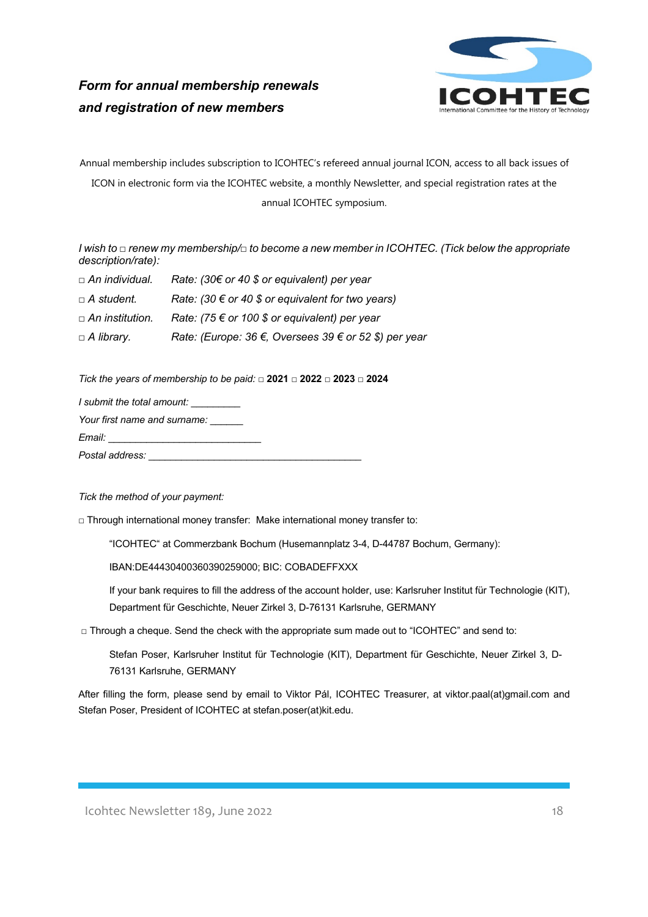***Form for annual membership renewals and registration of new members***

ICOHTEC
International Committee for the History of Technology

Annual membership includes subscription to ICOHTEC's refereed annual journal ICON, access to all back issues of ICON in electronic form via the ICOHTEC website, a monthly Newsletter, and special registration rates at the annual ICOHTEC symposium.

*I wish to □ renew my membership/□ to become a new member in ICOHTEC. (Tick below the appropriate description/rate):*

| | |
|---|---|
| *□ An individual.* | *Rate: (30€ or 40 $ or equivalent) per year* |
| *□ A student.* | *Rate: (30 € or 40 $ or equivalent for two years)* |
| *□ An institution.* | *Rate: (75 € or 100 $ or equivalent) per year* |
| *□ A library.* | *Rate: (Europe: 36 €, Oversees 39 € or 52 $) per year* |

*Tick the years of membership to be paid:* □ **2021** □ **2022** □ **2023** □ **2024**

*I submit the total amount:* _________

*Your first name and surname:* ______

*Email:* ____________________________

*Postal address:* _______________________________________

*Tick the method of your payment:*

□ Through international money transfer: Make international money transfer to:

"ICOHTEC" at Commerzbank Bochum (Husemannplatz 3-4, D-44787 Bochum, Germany):

IBAN:DE44430400360390259000; BIC: COBADEFFXXX

If your bank requires to fill the address of the account holder, use: Karlsruher Institut für Technologie (KIT), Department für Geschichte, Neuer Zirkel 3, D-76131 Karlsruhe, GERMANY

□ Through a cheque. Send the check with the appropriate sum made out to "ICOHTEC" and send to:

Stefan Poser, Karlsruher Institut für Technologie (KIT), Department für Geschichte, Neuer Zirkel 3, D-76131 Karlsruhe, GERMANY

After filling the form, please send by email to Viktor Pál, ICOHTEC Treasurer, at viktor.paal(at)gmail.com and Stefan Poser, President of ICOHTEC at stefan.poser(at)kit.edu.